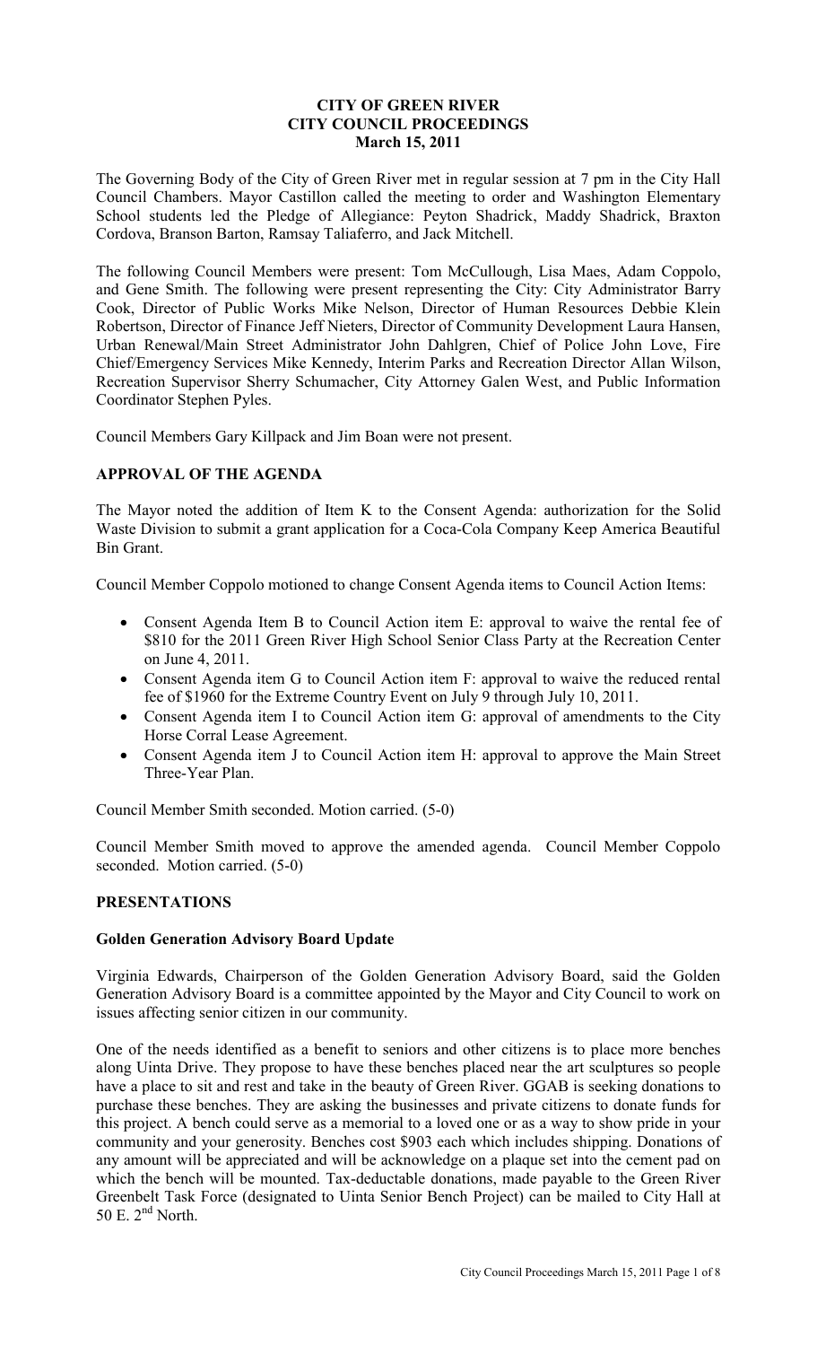**CITY OF GREEN RIVER**
**CITY COUNCIL PROCEEDINGS**
**March 15, 2011**

The Governing Body of the City of Green River met in regular session at 7 pm in the City Hall Council Chambers. Mayor Castillon called the meeting to order and Washington Elementary School students led the Pledge of Allegiance: Peyton Shadrick, Maddy Shadrick, Braxton Cordova, Branson Barton, Ramsay Taliaferro, and Jack Mitchell.

The following Council Members were present: Tom McCullough, Lisa Maes, Adam Coppolo, and Gene Smith. The following were present representing the City: City Administrator Barry Cook, Director of Public Works Mike Nelson, Director of Human Resources Debbie Klein Robertson, Director of Finance Jeff Nieters, Director of Community Development Laura Hansen, Urban Renewal/Main Street Administrator John Dahlgren, Chief of Police John Love, Fire Chief/Emergency Services Mike Kennedy, Interim Parks and Recreation Director Allan Wilson, Recreation Supervisor Sherry Schumacher, City Attorney Galen West, and Public Information Coordinator Stephen Pyles.

Council Members Gary Killpack and Jim Boan were not present.

## APPROVAL OF THE AGENDA

The Mayor noted the addition of Item K to the Consent Agenda: authorization for the Solid Waste Division to submit a grant application for a Coca-Cola Company Keep America Beautiful Bin Grant.

Council Member Coppolo motioned to change Consent Agenda items to Council Action Items:

- Consent Agenda Item B to Council Action item E: approval to waive the rental fee of $810 for the 2011 Green River High School Senior Class Party at the Recreation Center on June 4, 2011.
- Consent Agenda item G to Council Action item F: approval to waive the reduced rental fee of $1960 for the Extreme Country Event on July 9 through July 10, 2011.
- Consent Agenda item I to Council Action item G: approval of amendments to the City Horse Corral Lease Agreement.
- Consent Agenda item J to Council Action item H: approval to approve the Main Street Three-Year Plan.

Council Member Smith seconded. Motion carried. (5-0)

Council Member Smith moved to approve the amended agenda. Council Member Coppolo seconded. Motion carried. (5-0)

## PRESENTATIONS

### Golden Generation Advisory Board Update

Virginia Edwards, Chairperson of the Golden Generation Advisory Board, said the Golden Generation Advisory Board is a committee appointed by the Mayor and City Council to work on issues affecting senior citizen in our community.

One of the needs identified as a benefit to seniors and other citizens is to place more benches along Uinta Drive. They propose to have these benches placed near the art sculptures so people have a place to sit and rest and take in the beauty of Green River. GGAB is seeking donations to purchase these benches. They are asking the businesses and private citizens to donate funds for this project. A bench could serve as a memorial to a loved one or as a way to show pride in your community and your generosity. Benches cost $903 each which includes shipping. Donations of any amount will be appreciated and will be acknowledge on a plaque set into the cement pad on which the bench will be mounted. Tax-deductable donations, made payable to the Green River Greenbelt Task Force (designated to Uinta Senior Bench Project) can be mailed to City Hall at 50 E. 2nd North.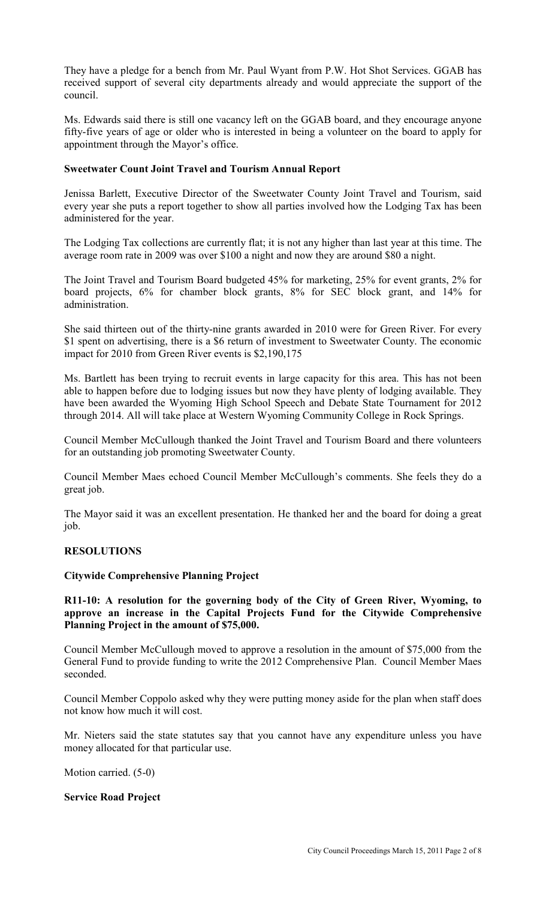They have a pledge for a bench from Mr. Paul Wyant from P.W. Hot Shot Services. GGAB has received support of several city departments already and would appreciate the support of the council.

Ms. Edwards said there is still one vacancy left on the GGAB board, and they encourage anyone fifty-five years of age or older who is interested in being a volunteer on the board to apply for appointment through the Mayor's office.

**Sweetwater Count Joint Travel and Tourism Annual Report**

Jenissa Barlett, Executive Director of the Sweetwater County Joint Travel and Tourism, said every year she puts a report together to show all parties involved how the Lodging Tax has been administered for the year.

The Lodging Tax collections are currently flat; it is not any higher than last year at this time. The average room rate in 2009 was over $100 a night and now they are around $80 a night.

The Joint Travel and Tourism Board budgeted 45% for marketing, 25% for event grants, 2% for board projects, 6% for chamber block grants, 8% for SEC block grant, and 14% for administration.

She said thirteen out of the thirty-nine grants awarded in 2010 were for Green River. For every $1 spent on advertising, there is a $6 return of investment to Sweetwater County. The economic impact for 2010 from Green River events is $2,190,175

Ms. Bartlett has been trying to recruit events in large capacity for this area. This has not been able to happen before due to lodging issues but now they have plenty of lodging available. They have been awarded the Wyoming High School Speech and Debate State Tournament for 2012 through 2014. All will take place at Western Wyoming Community College in Rock Springs.

Council Member McCullough thanked the Joint Travel and Tourism Board and there volunteers for an outstanding job promoting Sweetwater County.

Council Member Maes echoed Council Member McCullough's comments. She feels they do a great job.

The Mayor said it was an excellent presentation. He thanked her and the board for doing a great job.

**RESOLUTIONS**

**Citywide Comprehensive Planning Project**

**R11-10: A resolution for the governing body of the City of Green River, Wyoming, to approve an increase in the Capital Projects Fund for the Citywide Comprehensive Planning Project in the amount of $75,000.**

Council Member McCullough moved to approve a resolution in the amount of $75,000 from the General Fund to provide funding to write the 2012 Comprehensive Plan. Council Member Maes seconded.

Council Member Coppolo asked why they were putting money aside for the plan when staff does not know how much it will cost.

Mr. Nieters said the state statutes say that you cannot have any expenditure unless you have money allocated for that particular use.

Motion carried. (5-0)

**Service Road Project**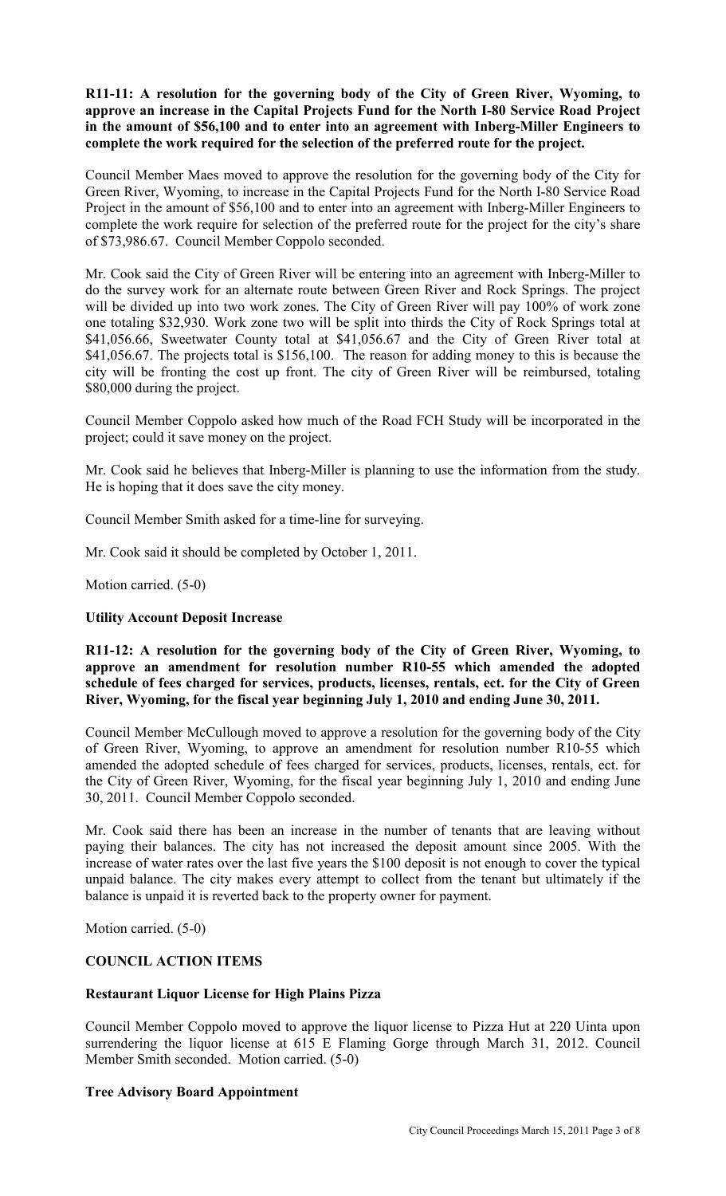**R11-11: A resolution for the governing body of the City of Green River, Wyoming, to approve an increase in the Capital Projects Fund for the North I-80 Service Road Project in the amount of $56,100 and to enter into an agreement with Inberg-Miller Engineers to complete the work required for the selection of the preferred route for the project.**

Council Member Maes moved to approve the resolution for the governing body of the City for Green River, Wyoming, to increase in the Capital Projects Fund for the North I-80 Service Road Project in the amount of $56,100 and to enter into an agreement with Inberg-Miller Engineers to complete the work require for selection of the preferred route for the project for the city's share of $73,986.67. Council Member Coppolo seconded.

Mr. Cook said the City of Green River will be entering into an agreement with Inberg-Miller to do the survey work for an alternate route between Green River and Rock Springs. The project will be divided up into two work zones. The City of Green River will pay 100% of work zone one totaling $32,930. Work zone two will be split into thirds the City of Rock Springs total at $41,056.66, Sweetwater County total at $41,056.67 and the City of Green River total at $41,056.67. The projects total is $156,100. The reason for adding money to this is because the city will be fronting the cost up front. The city of Green River will be reimbursed, totaling $80,000 during the project.

Council Member Coppolo asked how much of the Road FCH Study will be incorporated in the project; could it save money on the project.

Mr. Cook said he believes that Inberg-Miller is planning to use the information from the study. He is hoping that it does save the city money.

Council Member Smith asked for a time-line for surveying.

Mr. Cook said it should be completed by October 1, 2011.

Motion carried. (5-0)

**Utility Account Deposit Increase**

**R11-12: A resolution for the governing body of the City of Green River, Wyoming, to approve an amendment for resolution number R10-55 which amended the adopted schedule of fees charged for services, products, licenses, rentals, ect. for the City of Green River, Wyoming, for the fiscal year beginning July 1, 2010 and ending June 30, 2011.**

Council Member McCullough moved to approve a resolution for the governing body of the City of Green River, Wyoming, to approve an amendment for resolution number R10-55 which amended the adopted schedule of fees charged for services, products, licenses, rentals, ect. for the City of Green River, Wyoming, for the fiscal year beginning July 1, 2010 and ending June 30, 2011. Council Member Coppolo seconded.

Mr. Cook said there has been an increase in the number of tenants that are leaving without paying their balances. The city has not increased the deposit amount since 2005. With the increase of water rates over the last five years the $100 deposit is not enough to cover the typical unpaid balance. The city makes every attempt to collect from the tenant but ultimately if the balance is unpaid it is reverted back to the property owner for payment.

Motion carried. (5-0)

**COUNCIL ACTION ITEMS**

**Restaurant Liquor License for High Plains Pizza**

Council Member Coppolo moved to approve the liquor license to Pizza Hut at 220 Uinta upon surrendering the liquor license at 615 E Flaming Gorge through March 31, 2012. Council Member Smith seconded. Motion carried. (5-0)

**Tree Advisory Board Appointment**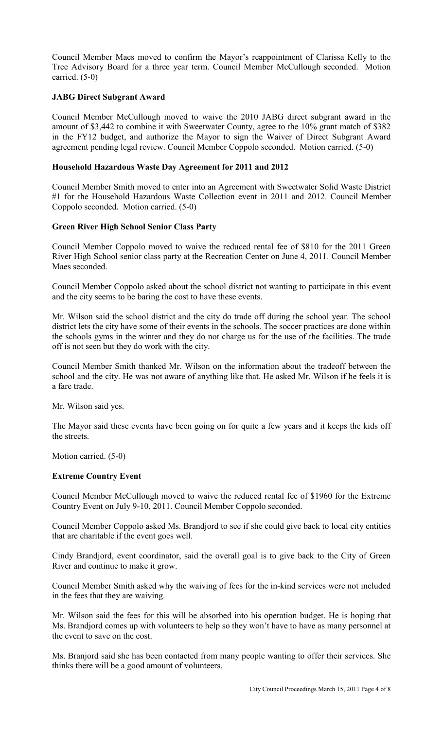Council Member Maes moved to confirm the Mayor's reappointment of Clarissa Kelly to the Tree Advisory Board for a three year term. Council Member McCullough seconded. Motion carried. (5-0)

**JABG Direct Subgrant Award**

Council Member McCullough moved to waive the 2010 JABG direct subgrant award in the amount of $3,442 to combine it with Sweetwater County, agree to the 10% grant match of $382 in the FY12 budget, and authorize the Mayor to sign the Waiver of Direct Subgrant Award agreement pending legal review. Council Member Coppolo seconded. Motion carried. (5-0)

**Household Hazardous Waste Day Agreement for 2011 and 2012**

Council Member Smith moved to enter into an Agreement with Sweetwater Solid Waste District #1 for the Household Hazardous Waste Collection event in 2011 and 2012. Council Member Coppolo seconded. Motion carried. (5-0)

**Green River High School Senior Class Party**

Council Member Coppolo moved to waive the reduced rental fee of $810 for the 2011 Green River High School senior class party at the Recreation Center on June 4, 2011. Council Member Maes seconded.

Council Member Coppolo asked about the school district not wanting to participate in this event and the city seems to be baring the cost to have these events.

Mr. Wilson said the school district and the city do trade off during the school year. The school district lets the city have some of their events in the schools. The soccer practices are done within the schools gyms in the winter and they do not charge us for the use of the facilities. The trade off is not seen but they do work with the city.

Council Member Smith thanked Mr. Wilson on the information about the tradeoff between the school and the city. He was not aware of anything like that. He asked Mr. Wilson if he feels it is a fare trade.

Mr. Wilson said yes.

The Mayor said these events have been going on for quite a few years and it keeps the kids off the streets.

Motion carried. (5-0)

**Extreme Country Event**

Council Member McCullough moved to waive the reduced rental fee of $1960 for the Extreme Country Event on July 9-10, 2011. Council Member Coppolo seconded.

Council Member Coppolo asked Ms. Brandjord to see if she could give back to local city entities that are charitable if the event goes well.

Cindy Brandjord, event coordinator, said the overall goal is to give back to the City of Green River and continue to make it grow.

Council Member Smith asked why the waiving of fees for the in-kind services were not included in the fees that they are waiving.

Mr. Wilson said the fees for this will be absorbed into his operation budget. He is hoping that Ms. Brandjord comes up with volunteers to help so they won't have to have as many personnel at the event to save on the cost.

Ms. Branjord said she has been contacted from many people wanting to offer their services. She thinks there will be a good amount of volunteers.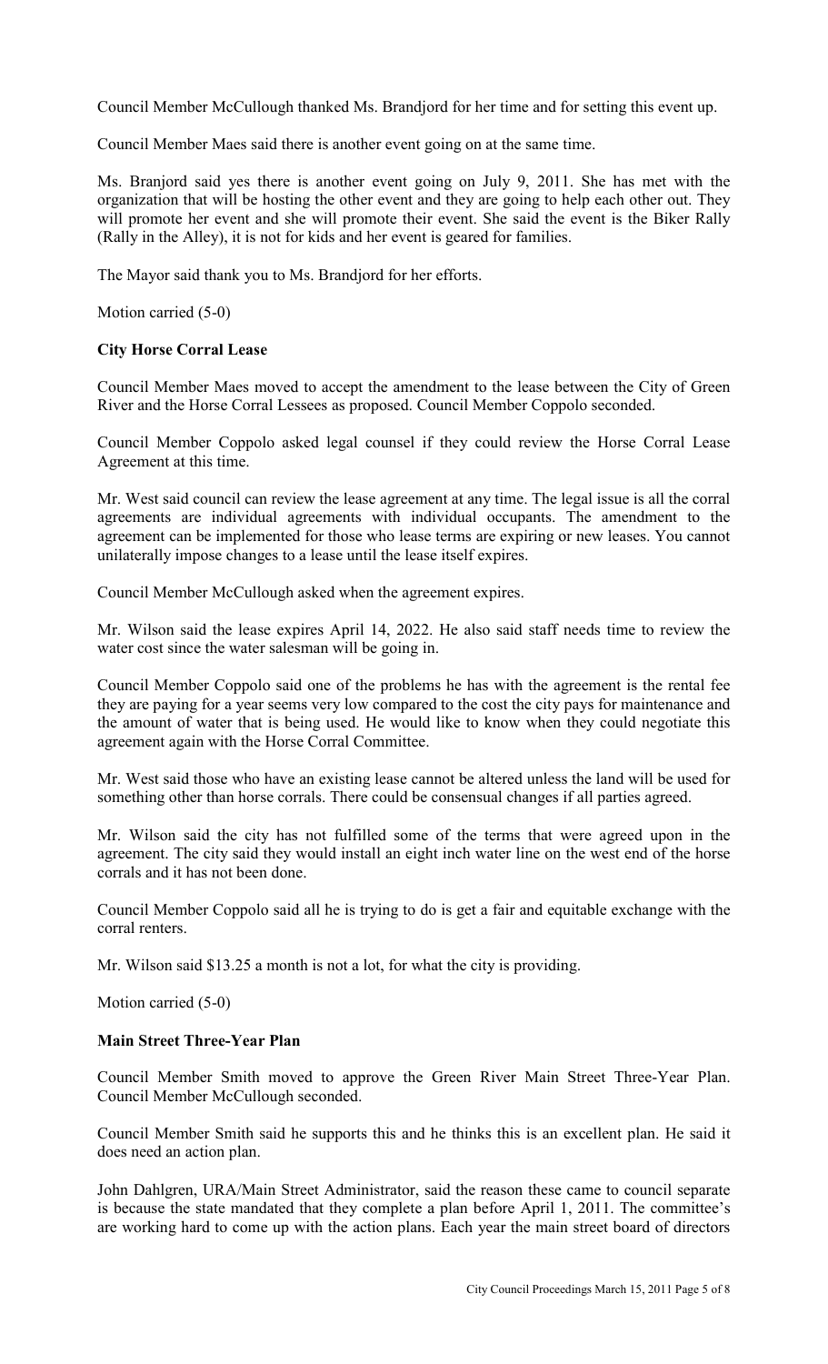Council Member McCullough thanked Ms. Brandjord for her time and for setting this event up.

Council Member Maes said there is another event going on at the same time.

Ms. Branjord said yes there is another event going on July 9, 2011. She has met with the organization that will be hosting the other event and they are going to help each other out. They will promote her event and she will promote their event. She said the event is the Biker Rally (Rally in the Alley), it is not for kids and her event is geared for families.

The Mayor said thank you to Ms. Brandjord for her efforts.

Motion carried (5-0)

**City Horse Corral Lease**

Council Member Maes moved to accept the amendment to the lease between the City of Green River and the Horse Corral Lessees as proposed. Council Member Coppolo seconded.

Council Member Coppolo asked legal counsel if they could review the Horse Corral Lease Agreement at this time.

Mr. West said council can review the lease agreement at any time. The legal issue is all the corral agreements are individual agreements with individual occupants. The amendment to the agreement can be implemented for those who lease terms are expiring or new leases. You cannot unilaterally impose changes to a lease until the lease itself expires.

Council Member McCullough asked when the agreement expires.

Mr. Wilson said the lease expires April 14, 2022. He also said staff needs time to review the water cost since the water salesman will be going in.

Council Member Coppolo said one of the problems he has with the agreement is the rental fee they are paying for a year seems very low compared to the cost the city pays for maintenance and the amount of water that is being used. He would like to know when they could negotiate this agreement again with the Horse Corral Committee.

Mr. West said those who have an existing lease cannot be altered unless the land will be used for something other than horse corrals. There could be consensual changes if all parties agreed.

Mr. Wilson said the city has not fulfilled some of the terms that were agreed upon in the agreement. The city said they would install an eight inch water line on the west end of the horse corrals and it has not been done.

Council Member Coppolo said all he is trying to do is get a fair and equitable exchange with the corral renters.

Mr. Wilson said $13.25 a month is not a lot, for what the city is providing.

Motion carried (5-0)

**Main Street Three-Year Plan**

Council Member Smith moved to approve the Green River Main Street Three-Year Plan. Council Member McCullough seconded.

Council Member Smith said he supports this and he thinks this is an excellent plan. He said it does need an action plan.

John Dahlgren, URA/Main Street Administrator, said the reason these came to council separate is because the state mandated that they complete a plan before April 1, 2011. The committee's are working hard to come up with the action plans. Each year the main street board of directors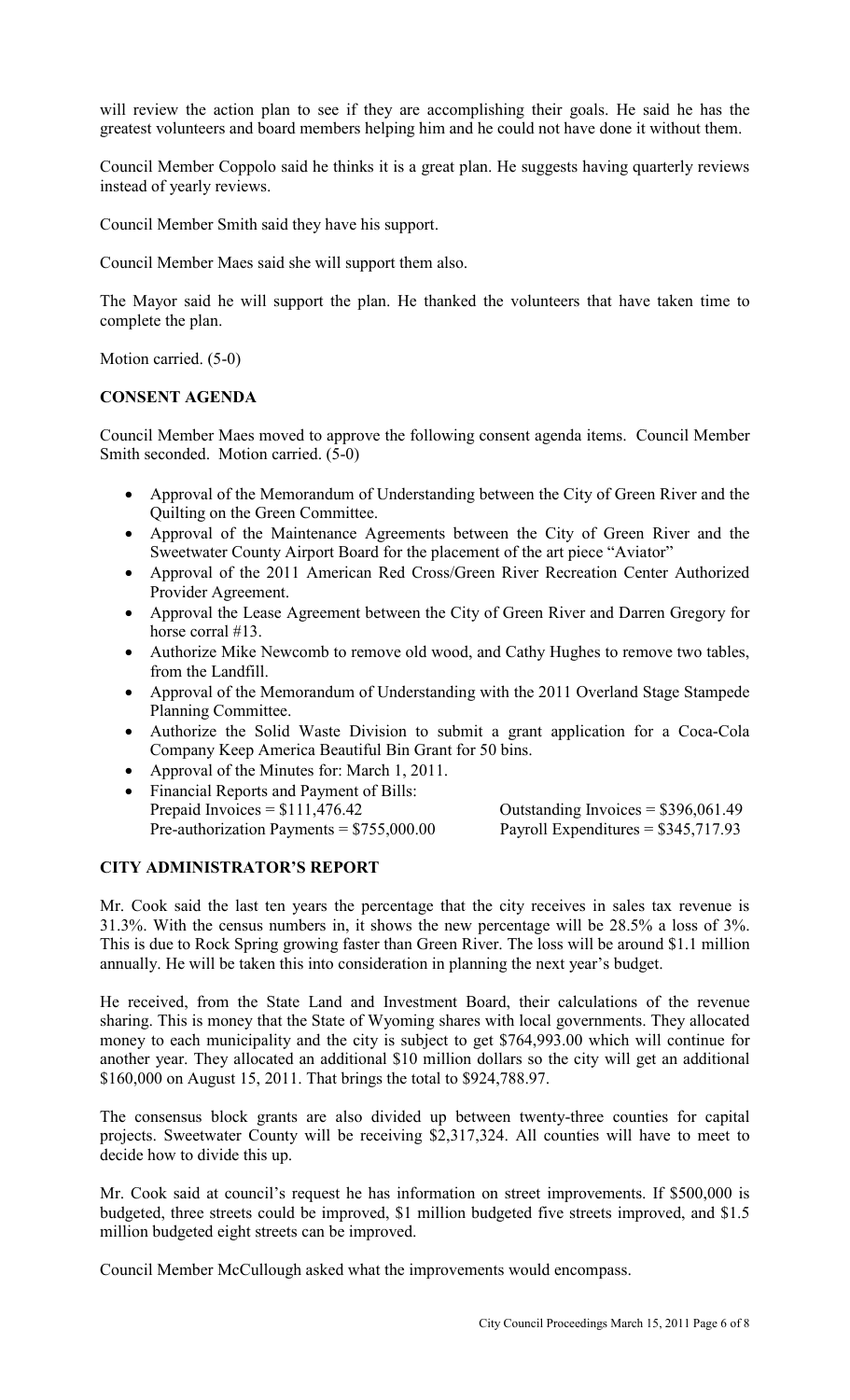will review the action plan to see if they are accomplishing their goals. He said he has the greatest volunteers and board members helping him and he could not have done it without them.

Council Member Coppolo said he thinks it is a great plan. He suggests having quarterly reviews instead of yearly reviews.

Council Member Smith said they have his support.

Council Member Maes said she will support them also.

The Mayor said he will support the plan. He thanked the volunteers that have taken time to complete the plan.

Motion carried. (5-0)

**CONSENT AGENDA**

Council Member Maes moved to approve the following consent agenda items. Council Member Smith seconded. Motion carried. (5-0)

- Approval of the Memorandum of Understanding between the City of Green River and the Quilting on the Green Committee.
- Approval of the Maintenance Agreements between the City of Green River and the Sweetwater County Airport Board for the placement of the art piece "Aviator"
- Approval of the 2011 American Red Cross/Green River Recreation Center Authorized Provider Agreement.
- Approval the Lease Agreement between the City of Green River and Darren Gregory for horse corral #13.
- Authorize Mike Newcomb to remove old wood, and Cathy Hughes to remove two tables, from the Landfill.
- Approval of the Memorandum of Understanding with the 2011 Overland Stage Stampede Planning Committee.
- Authorize the Solid Waste Division to submit a grant application for a Coca-Cola Company Keep America Beautiful Bin Grant for 50 bins.
- Approval of the Minutes for: March 1, 2011.
- Financial Reports and Payment of Bills:
  Prepaid Invoices = $111,476.42 — Outstanding Invoices = $396,061.49
  Pre-authorization Payments = $755,000.00 — Payroll Expenditures = $345,717.93

**CITY ADMINISTRATOR'S REPORT**

Mr. Cook said the last ten years the percentage that the city receives in sales tax revenue is 31.3%. With the census numbers in, it shows the new percentage will be 28.5% a loss of 3%. This is due to Rock Spring growing faster than Green River. The loss will be around $1.1 million annually. He will be taken this into consideration in planning the next year's budget.

He received, from the State Land and Investment Board, their calculations of the revenue sharing. This is money that the State of Wyoming shares with local governments. They allocated money to each municipality and the city is subject to get $764,993.00 which will continue for another year. They allocated an additional $10 million dollars so the city will get an additional $160,000 on August 15, 2011. That brings the total to $924,788.97.

The consensus block grants are also divided up between twenty-three counties for capital projects. Sweetwater County will be receiving $2,317,324. All counties will have to meet to decide how to divide this up.

Mr. Cook said at council's request he has information on street improvements. If $500,000 is budgeted, three streets could be improved, $1 million budgeted five streets improved, and $1.5 million budgeted eight streets can be improved.

Council Member McCullough asked what the improvements would encompass.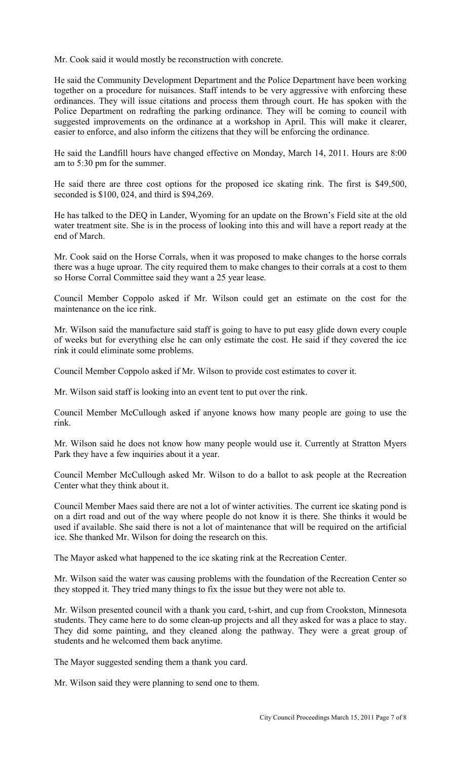Mr. Cook said it would mostly be reconstruction with concrete.

He said the Community Development Department and the Police Department have been working together on a procedure for nuisances. Staff intends to be very aggressive with enforcing these ordinances. They will issue citations and process them through court. He has spoken with the Police Department on redrafting the parking ordinance. They will be coming to council with suggested improvements on the ordinance at a workshop in April. This will make it clearer, easier to enforce, and also inform the citizens that they will be enforcing the ordinance.

He said the Landfill hours have changed effective on Monday, March 14, 2011. Hours are 8:00 am to 5:30 pm for the summer.

He said there are three cost options for the proposed ice skating rink. The first is $49,500, seconded is $100, 024, and third is $94,269.

He has talked to the DEQ in Lander, Wyoming for an update on the Brown's Field site at the old water treatment site. She is in the process of looking into this and will have a report ready at the end of March.

Mr. Cook said on the Horse Corrals, when it was proposed to make changes to the horse corrals there was a huge uproar. The city required them to make changes to their corrals at a cost to them so Horse Corral Committee said they want a 25 year lease.

Council Member Coppolo asked if Mr. Wilson could get an estimate on the cost for the maintenance on the ice rink.

Mr. Wilson said the manufacture said staff is going to have to put easy glide down every couple of weeks but for everything else he can only estimate the cost. He said if they covered the ice rink it could eliminate some problems.

Council Member Coppolo asked if Mr. Wilson to provide cost estimates to cover it.

Mr. Wilson said staff is looking into an event tent to put over the rink.

Council Member McCullough asked if anyone knows how many people are going to use the rink.

Mr. Wilson said he does not know how many people would use it. Currently at Stratton Myers Park they have a few inquiries about it a year.

Council Member McCullough asked Mr. Wilson to do a ballot to ask people at the Recreation Center what they think about it.

Council Member Maes said there are not a lot of winter activities. The current ice skating pond is on a dirt road and out of the way where people do not know it is there. She thinks it would be used if available. She said there is not a lot of maintenance that will be required on the artificial ice. She thanked Mr. Wilson for doing the research on this.

The Mayor asked what happened to the ice skating rink at the Recreation Center.

Mr. Wilson said the water was causing problems with the foundation of the Recreation Center so they stopped it. They tried many things to fix the issue but they were not able to.

Mr. Wilson presented council with a thank you card, t-shirt, and cup from Crookston, Minnesota students. They came here to do some clean-up projects and all they asked for was a place to stay. They did some painting, and they cleaned along the pathway. They were a great group of students and he welcomed them back anytime.

The Mayor suggested sending them a thank you card.

Mr. Wilson said they were planning to send one to them.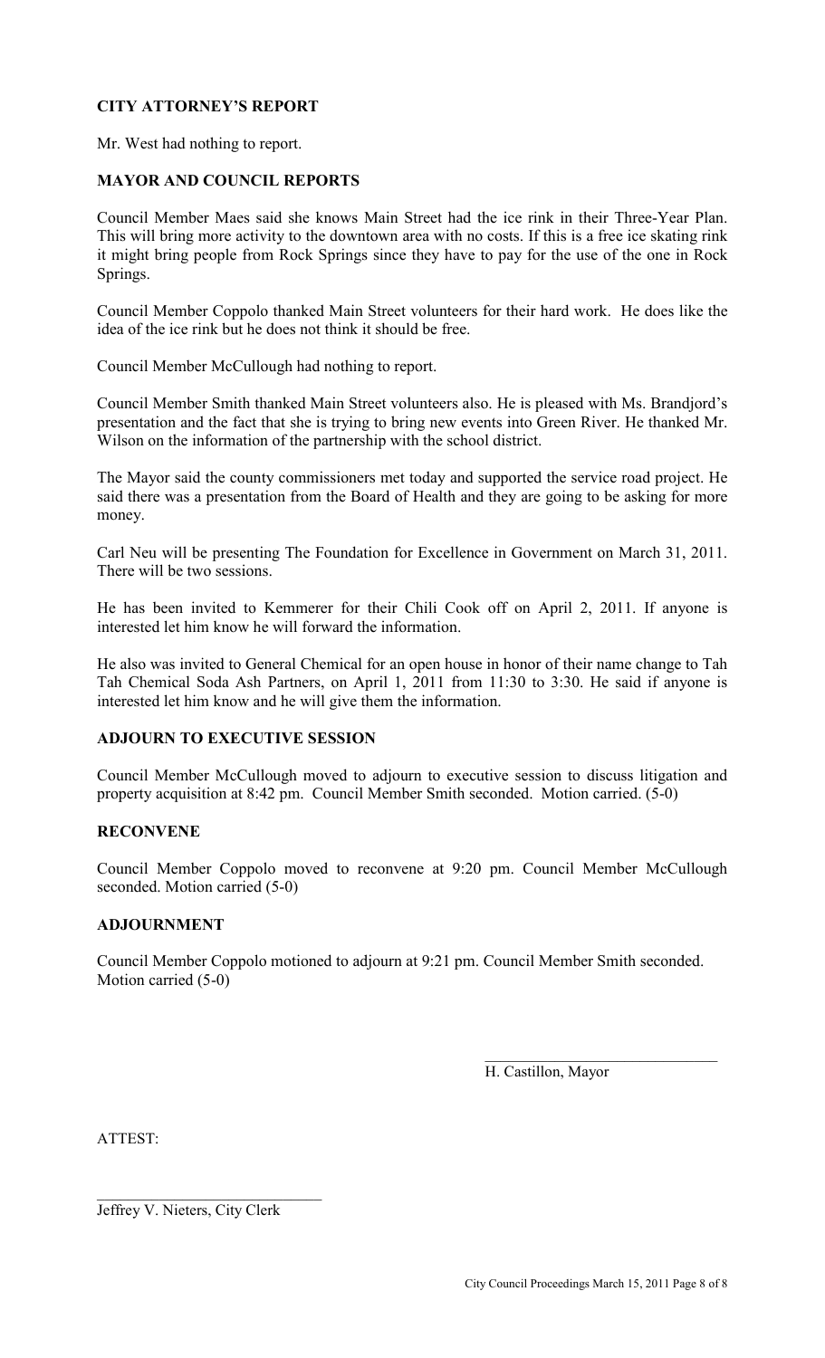**CITY ATTORNEY'S REPORT**

Mr. West had nothing to report.

**MAYOR AND COUNCIL REPORTS**

Council Member Maes said she knows Main Street had the ice rink in their Three-Year Plan. This will bring more activity to the downtown area with no costs. If this is a free ice skating rink it might bring people from Rock Springs since they have to pay for the use of the one in Rock Springs.

Council Member Coppolo thanked Main Street volunteers for their hard work. He does like the idea of the ice rink but he does not think it should be free.

Council Member McCullough had nothing to report.

Council Member Smith thanked Main Street volunteers also. He is pleased with Ms. Brandjord's presentation and the fact that she is trying to bring new events into Green River. He thanked Mr. Wilson on the information of the partnership with the school district.

The Mayor said the county commissioners met today and supported the service road project. He said there was a presentation from the Board of Health and they are going to be asking for more money.

Carl Neu will be presenting The Foundation for Excellence in Government on March 31, 2011. There will be two sessions.

He has been invited to Kemmerer for their Chili Cook off on April 2, 2011. If anyone is interested let him know he will forward the information.

He also was invited to General Chemical for an open house in honor of their name change to Tah Tah Chemical Soda Ash Partners, on April 1, 2011 from 11:30 to 3:30. He said if anyone is interested let him know and he will give them the information.

**ADJOURN TO EXECUTIVE SESSION**

Council Member McCullough moved to adjourn to executive session to discuss litigation and property acquisition at 8:42 pm. Council Member Smith seconded. Motion carried. (5-0)

**RECONVENE**

Council Member Coppolo moved to reconvene at 9:20 pm. Council Member McCullough seconded. Motion carried (5-0)

**ADJOURNMENT**

Council Member Coppolo motioned to adjourn at 9:21 pm. Council Member Smith seconded. Motion carried (5-0)

\_\_\_\_\_\_\_\_\_\_\_\_\_\_\_\_\_\_\_\_\_\_\_\_\_\_\_\_\_\_
H. Castillon, Mayor

ATTEST:

\_\_\_\_\_\_\_\_\_\_\_\_\_\_\_\_\_\_\_\_\_\_\_\_\_\_\_\_\_\_
Jeffrey V. Nieters, City Clerk